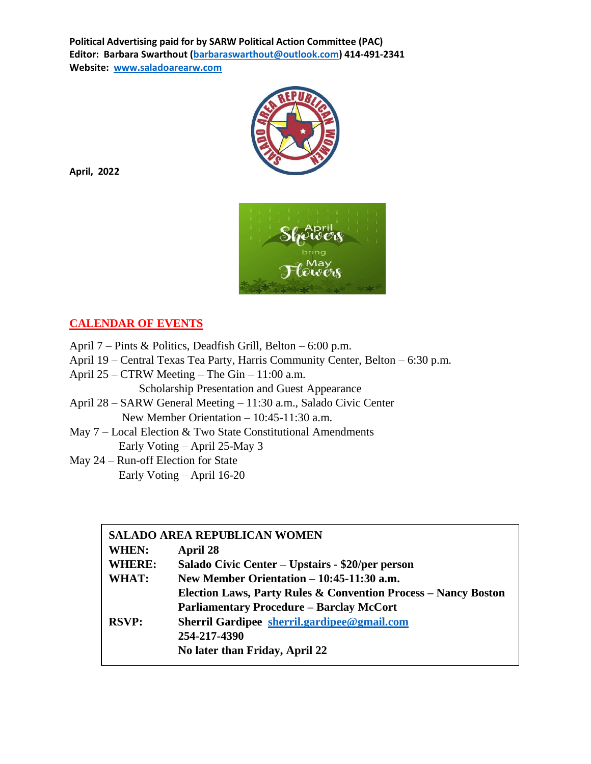**Political Advertising paid for by SARW Political Action Committee (PAC)**
**Editor: Barbara Swarthout (barbaraswarthout@outlook.com) 414-491-2341**
**Website: www.saladoarearw.com**

**April, 2022**

## CALENDAR OF EVENTS

April 7 – Pints & Politics, Deadfish Grill, Belton – 6:00 p.m.
April 19 – Central Texas Tea Party, Harris Community Center, Belton – 6:30 p.m.
April 25 – CTRW Meeting – The Gin – 11:00 a.m.
Scholarship Presentation and Guest Appearance
April 28 – SARW General Meeting – 11:30 a.m., Salado Civic Center
New Member Orientation – 10:45-11:30 a.m.
May 7 – Local Election & Two State Constitutional Amendments
Early Voting – April 25-May 3
May 24 – Run-off Election for State
Early Voting – April 16-20

| **SALADO AREA REPUBLICAN WOMEN** | |
|---|---|
| **WHEN:** | **April 28** |
| **WHERE:** | **Salado Civic Center – Upstairs - $20/per person** |
| **WHAT:** | **New Member Orientation – 10:45-11:30 a.m.** |
| | **Election Laws, Party Rules & Convention Process – Nancy Boston** |
| | **Parliamentary Procedure – Barclay McCort** |
| **RSVP:** | **Sherril Gardipee sherril.gardipee@gmail.com** |
| | **254-217-4390** |
| | **No later than Friday, April 22** |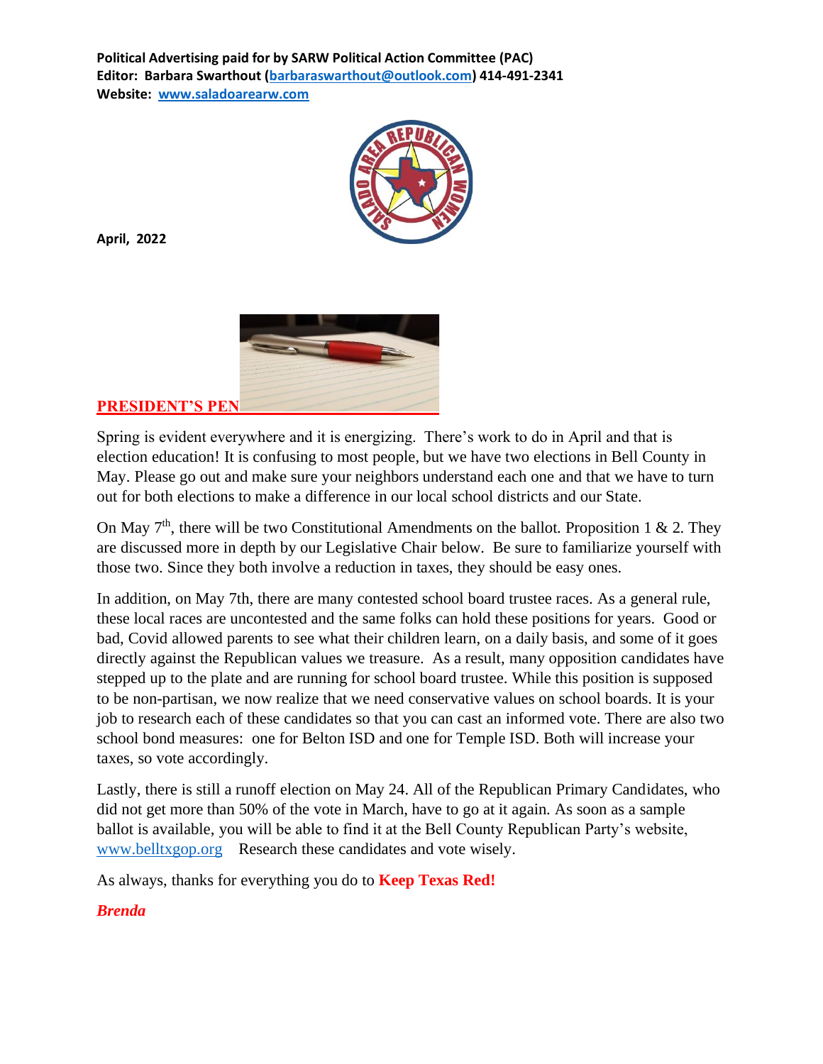**Political Advertising paid for by SARW Political Action Committee (PAC)**
**Editor: Barbara Swarthout (barbaraswarthout@outlook.com) 414-491-2341**
**Website: www.saladoarearw.com**

**April, 2022**

## PRESIDENT'S PEN

Spring is evident everywhere and it is energizing. There's work to do in April and that is election education! It is confusing to most people, but we have two elections in Bell County in May. Please go out and make sure your neighbors understand each one and that we have to turn out for both elections to make a difference in our local school districts and our State.

On May 7th, there will be two Constitutional Amendments on the ballot. Proposition 1 & 2. They are discussed more in depth by our Legislative Chair below. Be sure to familiarize yourself with those two. Since they both involve a reduction in taxes, they should be easy ones.

In addition, on May 7th, there are many contested school board trustee races. As a general rule, these local races are uncontested and the same folks can hold these positions for years. Good or bad, Covid allowed parents to see what their children learn, on a daily basis, and some of it goes directly against the Republican values we treasure. As a result, many opposition candidates have stepped up to the plate and are running for school board trustee. While this position is supposed to be non-partisan, we now realize that we need conservative values on school boards. It is your job to research each of these candidates so that you can cast an informed vote. There are also two school bond measures: one for Belton ISD and one for Temple ISD. Both will increase your taxes, so vote accordingly.

Lastly, there is still a runoff election on May 24. All of the Republican Primary Candidates, who did not get more than 50% of the vote in March, have to go at it again. As soon as a sample ballot is available, you will be able to find it at the Bell County Republican Party's website, www.belltxgop.org Research these candidates and vote wisely.

As always, thanks for everything you do to **Keep Texas Red!**

***Brenda***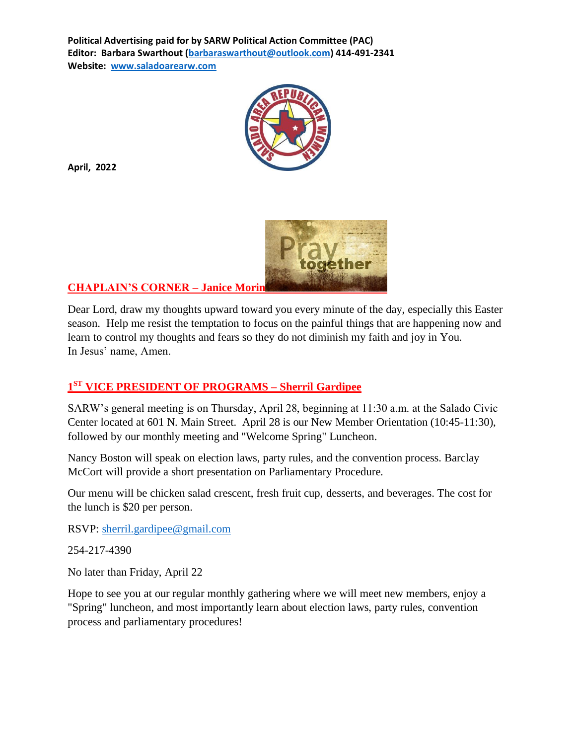**Political Advertising paid for by SARW Political Action Committee (PAC)**
**Editor: Barbara Swarthout (barbaraswarthout@outlook.com) 414-491-2341**
**Website: www.saladoarearw.com**

**April, 2022**

## CHAPLAIN'S CORNER – Janice Morin

Dear Lord, draw my thoughts upward toward you every minute of the day, especially this Easter season. Help me resist the temptation to focus on the painful things that are happening now and learn to control my thoughts and fears so they do not diminish my faith and joy in You. In Jesus' name, Amen.

## 1ST VICE PRESIDENT OF PROGRAMS – Sherril Gardipee

SARW's general meeting is on Thursday, April 28, beginning at 11:30 a.m. at the Salado Civic Center located at 601 N. Main Street. April 28 is our New Member Orientation (10:45-11:30), followed by our monthly meeting and "Welcome Spring" Luncheon.

Nancy Boston will speak on election laws, party rules, and the convention process. Barclay McCort will provide a short presentation on Parliamentary Procedure.

Our menu will be chicken salad crescent, fresh fruit cup, desserts, and beverages. The cost for the lunch is $20 per person.

RSVP: sherril.gardipee@gmail.com

254-217-4390

No later than Friday, April 22

Hope to see you at our regular monthly gathering where we will meet new members, enjoy a "Spring" luncheon, and most importantly learn about election laws, party rules, convention process and parliamentary procedures!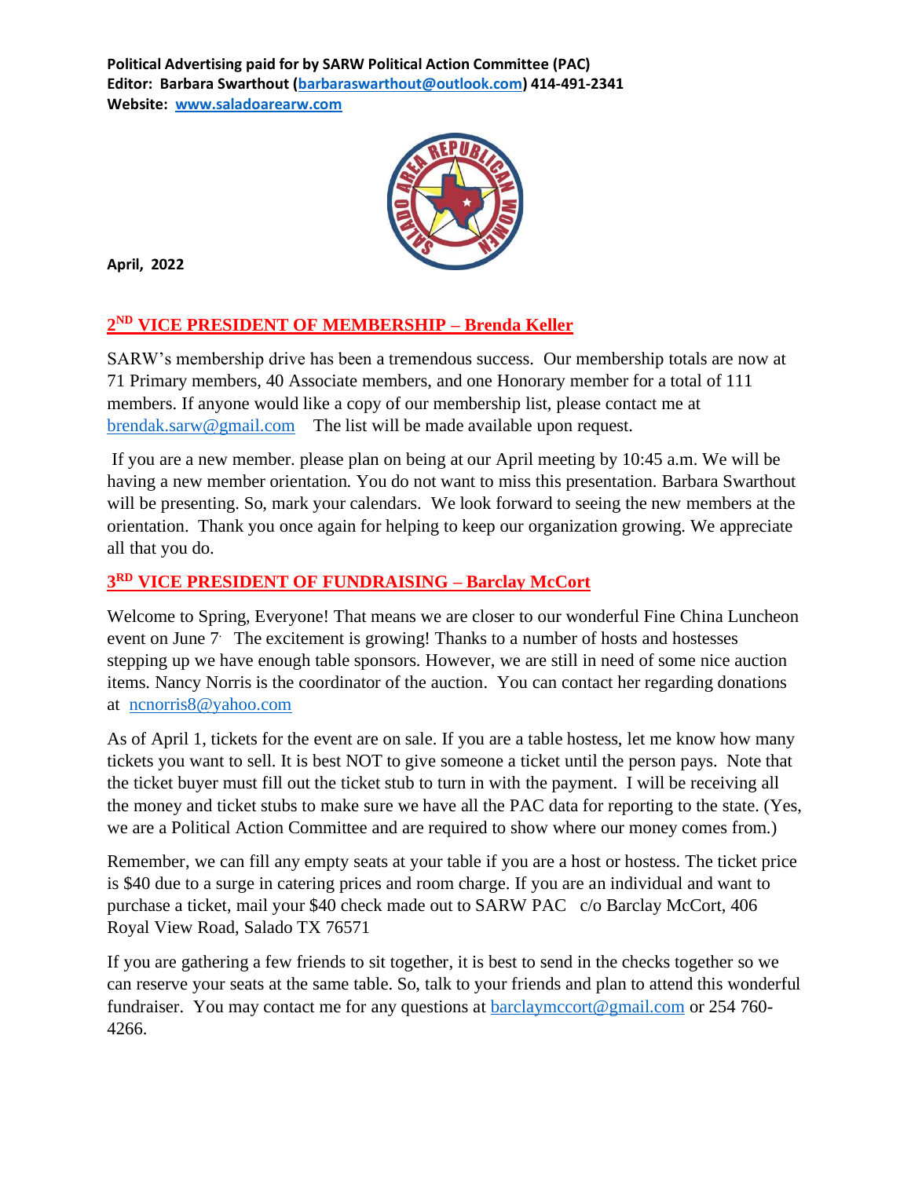**Political Advertising paid for by SARW Political Action Committee (PAC)**
**Editor: Barbara Swarthout (barbaraswarthout@outlook.com) 414-491-2341**
**Website: www.saladoarearw.com**

**April, 2022**

## 2ND VICE PRESIDENT OF MEMBERSHIP – Brenda Keller

SARW's membership drive has been a tremendous success. Our membership totals are now at 71 Primary members, 40 Associate members, and one Honorary member for a total of 111 members. If anyone would like a copy of our membership list, please contact me at brendak.sarw@gmail.com The list will be made available upon request.

If you are a new member. please plan on being at our April meeting by 10:45 a.m. We will be having a new member orientation. You do not want to miss this presentation. Barbara Swarthout will be presenting. So, mark your calendars. We look forward to seeing the new members at the orientation. Thank you once again for helping to keep our organization growing. We appreciate all that you do.

## 3RD VICE PRESIDENT OF FUNDRAISING – Barclay McCort

Welcome to Spring, Everyone! That means we are closer to our wonderful Fine China Luncheon event on June 7. The excitement is growing! Thanks to a number of hosts and hostesses stepping up we have enough table sponsors. However, we are still in need of some nice auction items. Nancy Norris is the coordinator of the auction. You can contact her regarding donations at ncnorris8@yahoo.com

As of April 1, tickets for the event are on sale. If you are a table hostess, let me know how many tickets you want to sell. It is best NOT to give someone a ticket until the person pays. Note that the ticket buyer must fill out the ticket stub to turn in with the payment. I will be receiving all the money and ticket stubs to make sure we have all the PAC data for reporting to the state. (Yes, we are a Political Action Committee and are required to show where our money comes from.)

Remember, we can fill any empty seats at your table if you are a host or hostess. The ticket price is $40 due to a surge in catering prices and room charge. If you are an individual and want to purchase a ticket, mail your $40 check made out to SARW PAC c/o Barclay McCort, 406 Royal View Road, Salado TX 76571

If you are gathering a few friends to sit together, it is best to send in the checks together so we can reserve your seats at the same table. So, talk to your friends and plan to attend this wonderful fundraiser. You may contact me for any questions at barclaymccort@gmail.com or 254 760-4266.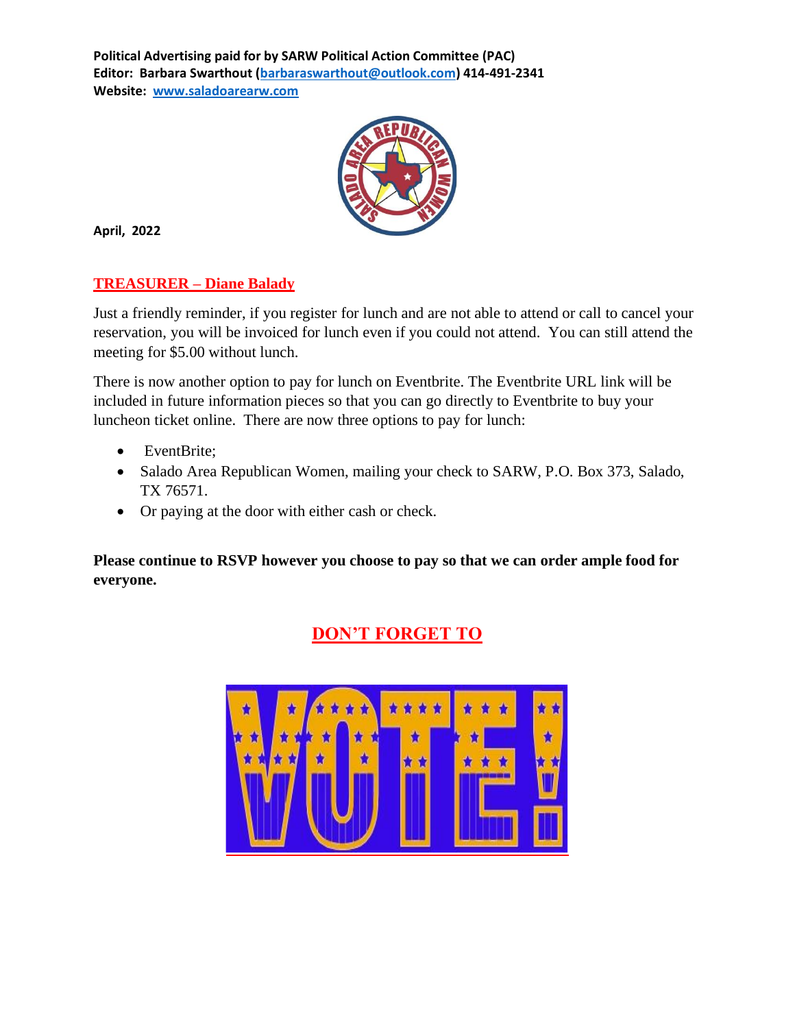**Political Advertising paid for by SARW Political Action Committee (PAC)**
**Editor: Barbara Swarthout (barbaraswarthout@outlook.com) 414-491-2341**
**Website: www.saladoarearw.com**

**April, 2022**

## TREASURER – Diane Balady

Just a friendly reminder, if you register for lunch and are not able to attend or call to cancel your reservation, you will be invoiced for lunch even if you could not attend. You can still attend the meeting for $5.00 without lunch.

There is now another option to pay for lunch on Eventbrite. The Eventbrite URL link will be included in future information pieces so that you can go directly to Eventbrite to buy your luncheon ticket online. There are now three options to pay for lunch:

- EventBrite;
- Salado Area Republican Women, mailing your check to SARW, P.O. Box 373, Salado, TX 76571.
- Or paying at the door with either cash or check.

**Please continue to RSVP however you choose to pay so that we can order ample food for everyone.**

## DON'T FORGET TO

VOTE!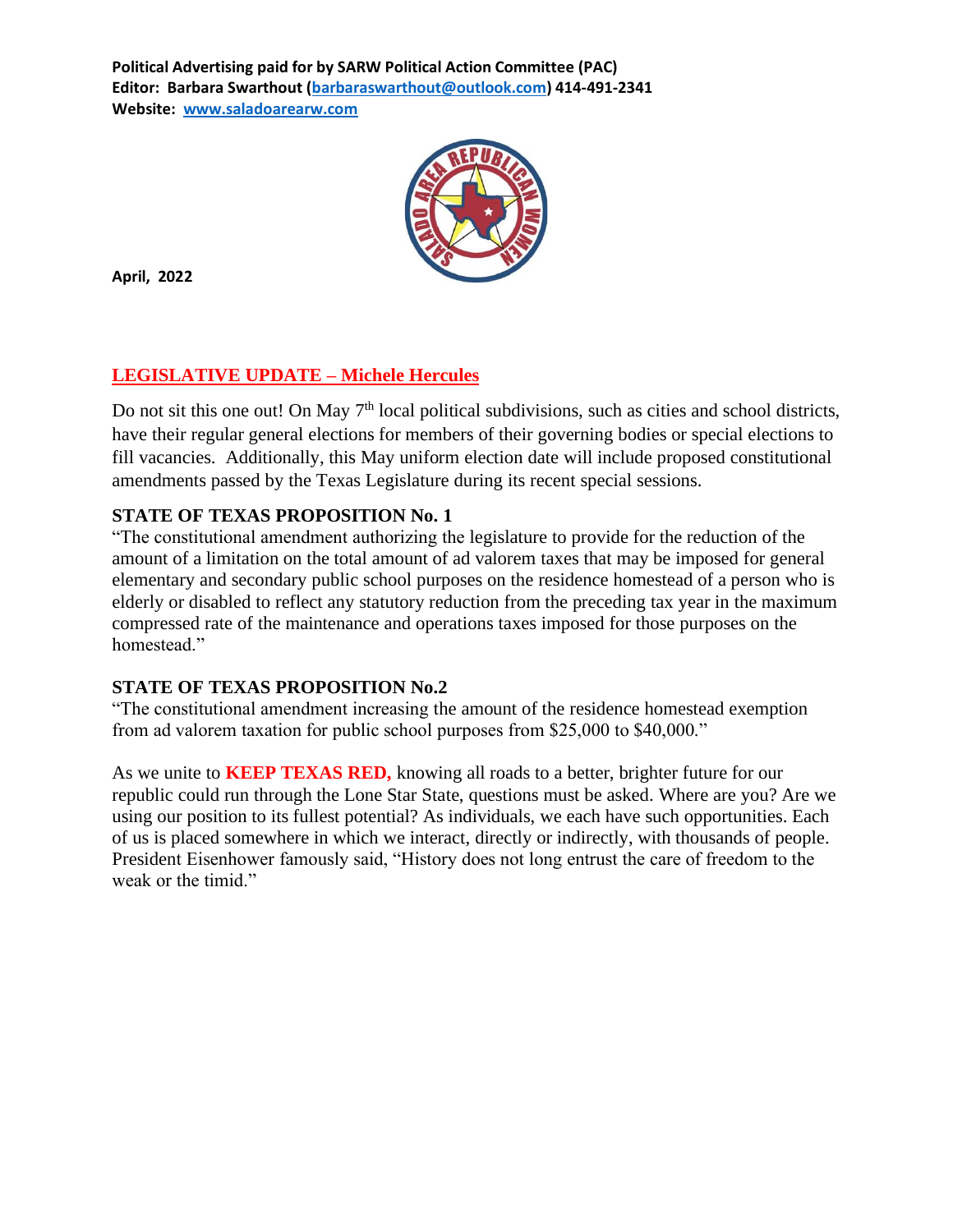**Political Advertising paid for by SARW Political Action Committee (PAC)**
**Editor: Barbara Swarthout (barbaraswarthout@outlook.com) 414-491-2341**
**Website: www.saladoarearw.com**

**April, 2022**

## LEGISLATIVE UPDATE – Michele Hercules

Do not sit this one out! On May 7th local political subdivisions, such as cities and school districts, have their regular general elections for members of their governing bodies or special elections to fill vacancies. Additionally, this May uniform election date will include proposed constitutional amendments passed by the Texas Legislature during its recent special sessions.

### STATE OF TEXAS PROPOSITION No. 1

"The constitutional amendment authorizing the legislature to provide for the reduction of the amount of a limitation on the total amount of ad valorem taxes that may be imposed for general elementary and secondary public school purposes on the residence homestead of a person who is elderly or disabled to reflect any statutory reduction from the preceding tax year in the maximum compressed rate of the maintenance and operations taxes imposed for those purposes on the homestead."

### STATE OF TEXAS PROPOSITION No.2

"The constitutional amendment increasing the amount of the residence homestead exemption from ad valorem taxation for public school purposes from $25,000 to $40,000."

As we unite to **KEEP TEXAS RED,** knowing all roads to a better, brighter future for our republic could run through the Lone Star State, questions must be asked. Where are you? Are we using our position to its fullest potential? As individuals, we each have such opportunities. Each of us is placed somewhere in which we interact, directly or indirectly, with thousands of people. President Eisenhower famously said, "History does not long entrust the care of freedom to the weak or the timid."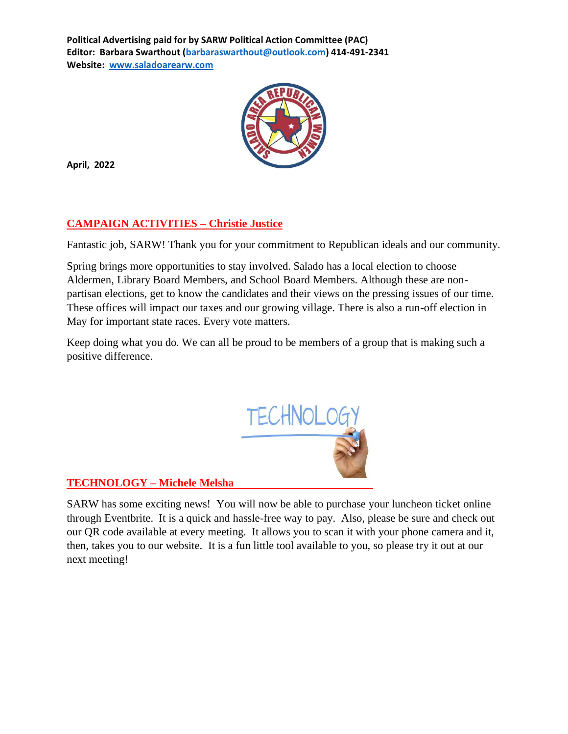**Political Advertising paid for by SARW Political Action Committee (PAC)**
**Editor: Barbara Swarthout (barbaraswarthout@outlook.com) 414-491-2341**
**Website: www.saladoarearw.com**

**April, 2022**

## CAMPAIGN ACTIVITIES – Christie Justice

Fantastic job, SARW! Thank you for your commitment to Republican ideals and our community.

Spring brings more opportunities to stay involved. Salado has a local election to choose Aldermen, Library Board Members, and School Board Members. Although these are non-partisan elections, get to know the candidates and their views on the pressing issues of our time. These offices will impact our taxes and our growing village. There is also a run-off election in May for important state races. Every vote matters.

Keep doing what you do. We can all be proud to be members of a group that is making such a positive difference.

## TECHNOLOGY – Michele Melsha

SARW has some exciting news! You will now be able to purchase your luncheon ticket online through Eventbrite. It is a quick and hassle-free way to pay. Also, please be sure and check out our QR code available at every meeting. It allows you to scan it with your phone camera and it, then, takes you to our website. It is a fun little tool available to you, so please try it out at our next meeting!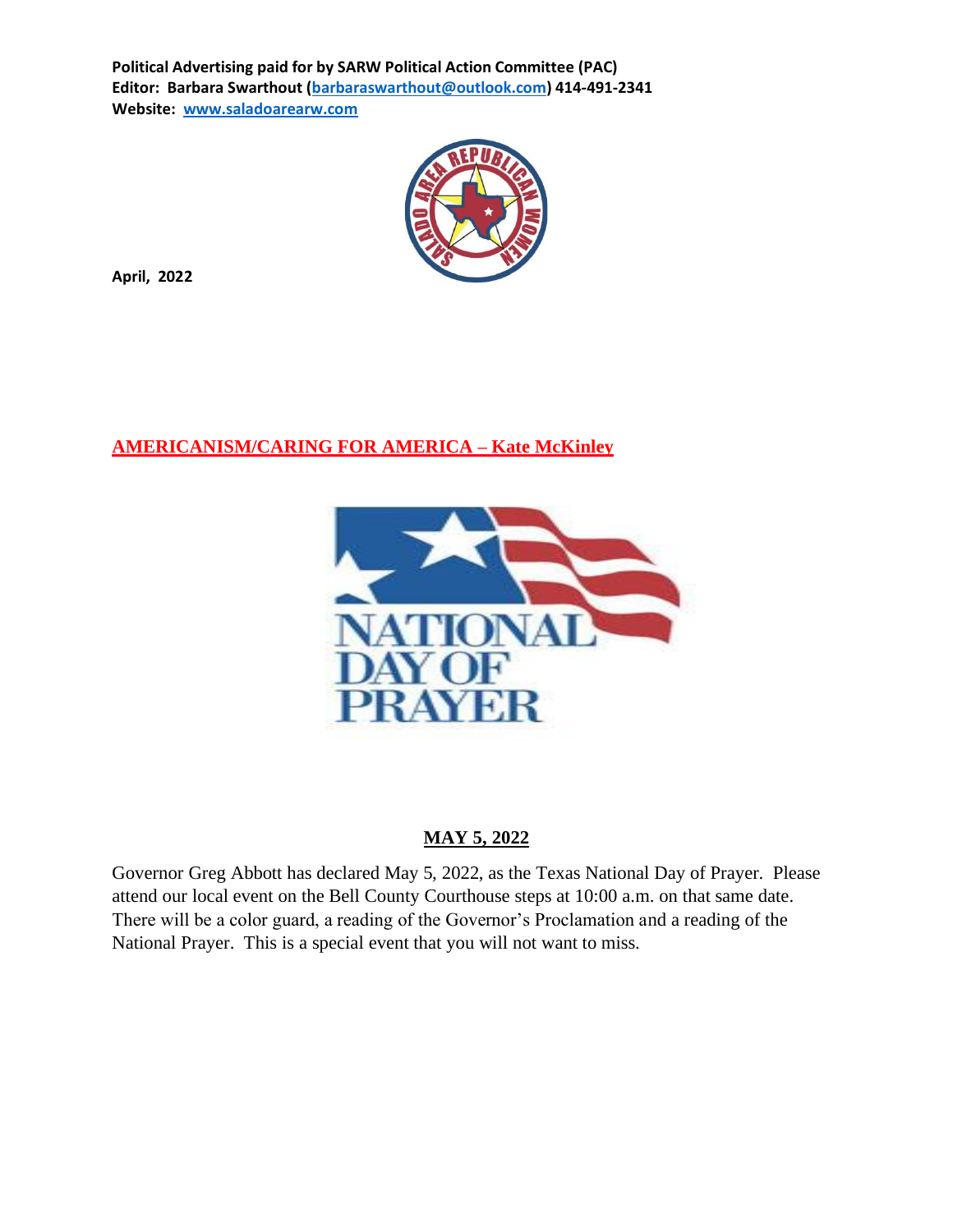**Political Advertising paid for by SARW Political Action Committee (PAC)**
**Editor: Barbara Swarthout (barbaraswarthout@outlook.com) 414-491-2341**
**Website: www.saladoarearw.com**

**April, 2022**

## AMERICANISM/CARING FOR AMERICA – Kate McKinley

**MAY 5, 2022**

Governor Greg Abbott has declared May 5, 2022, as the Texas National Day of Prayer. Please attend our local event on the Bell County Courthouse steps at 10:00 a.m. on that same date. There will be a color guard, a reading of the Governor's Proclamation and a reading of the National Prayer. This is a special event that you will not want to miss.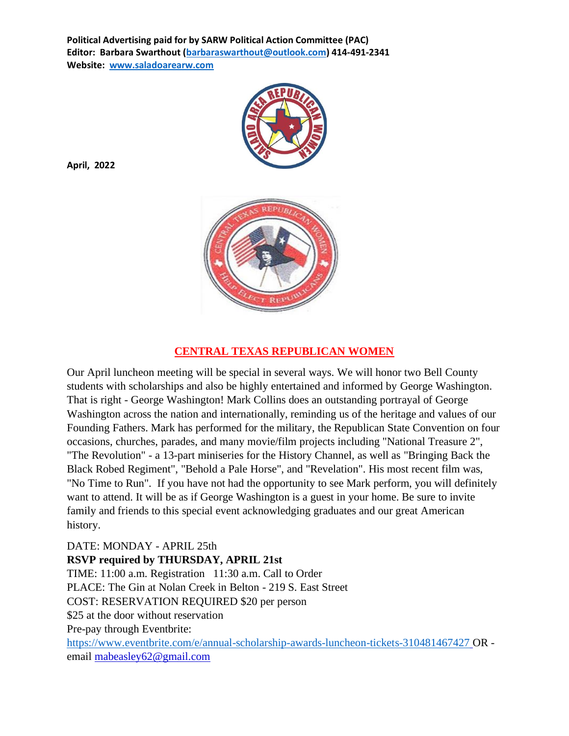**Political Advertising paid for by SARW Political Action Committee (PAC)**
**Editor: Barbara Swarthout (barbaraswarthout@outlook.com) 414-491-2341**
**Website: www.saladoarearw.com**

**April, 2022**

## CENTRAL TEXAS REPUBLICAN WOMEN

Our April luncheon meeting will be special in several ways. We will honor two Bell County students with scholarships and also be highly entertained and informed by George Washington. That is right - George Washington! Mark Collins does an outstanding portrayal of George Washington across the nation and internationally, reminding us of the heritage and values of our Founding Fathers. Mark has performed for the military, the Republican State Convention on four occasions, churches, parades, and many movie/film projects including "National Treasure 2", "The Revolution" - a 13-part miniseries for the History Channel, as well as "Bringing Back the Black Robed Regiment", "Behold a Pale Horse", and "Revelation". His most recent film was, "No Time to Run". If you have not had the opportunity to see Mark perform, you will definitely want to attend. It will be as if George Washington is a guest in your home. Be sure to invite family and friends to this special event acknowledging graduates and our great American history.

DATE: MONDAY - APRIL 25th
**RSVP required by THURSDAY, APRIL 21st**
TIME: 11:00 a.m. Registration 11:30 a.m. Call to Order
PLACE: The Gin at Nolan Creek in Belton - 219 S. East Street
COST: RESERVATION REQUIRED $20 per person
$25 at the door without reservation
Pre-pay through Eventbrite:
https://www.eventbrite.com/e/annual-scholarship-awards-luncheon-tickets-310481467427 OR - email mabeasley62@gmail.com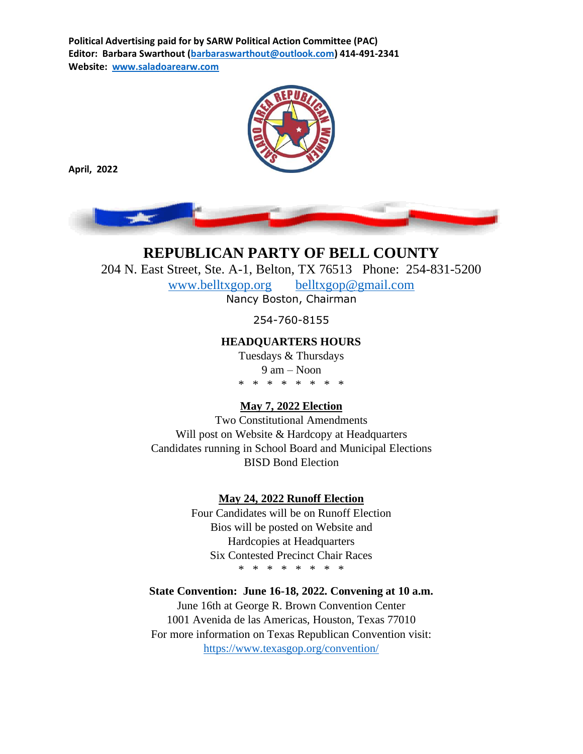**Political Advertising paid for by SARW Political Action Committee (PAC)**
**Editor: Barbara Swarthout ([barbaraswarthout@outlook.com](mailto:barbaraswarthout@outlook.com)) 414-491-2341**
**Website: [www.saladoarearw.com](http://www.saladoarearw.com)**

**April, 2022**

# REPUBLICAN PARTY OF BELL COUNTY

204 N. East Street, Ste. A-1, Belton, TX 76513 Phone: 254-831-5200

[www.belltxgop.org](http://www.belltxgop.org) [belltxgop@gmail.com](mailto:belltxgop@gmail.com)

Nancy Boston, Chairman

254-760-8155

**HEADQUARTERS HOURS**

Tuesdays & Thursdays

9 am – Noon

* * * * * * * *

**May 7, 2022 Election**

Two Constitutional Amendments

Will post on Website & Hardcopy at Headquarters

Candidates running in School Board and Municipal Elections

BISD Bond Election

**May 24, 2022 Runoff Election**

Four Candidates will be on Runoff Election

Bios will be posted on Website and

Hardcopies at Headquarters

Six Contested Precinct Chair Races

* * * * * * * *

**State Convention: June 16-18, 2022. Convening at 10 a.m.**

June 16th at George R. Brown Convention Center

1001 Avenida de las Americas, Houston, Texas 77010

For more information on Texas Republican Convention visit:

[https://www.texasgop.org/convention/](https://www.texasgop.org/convention/)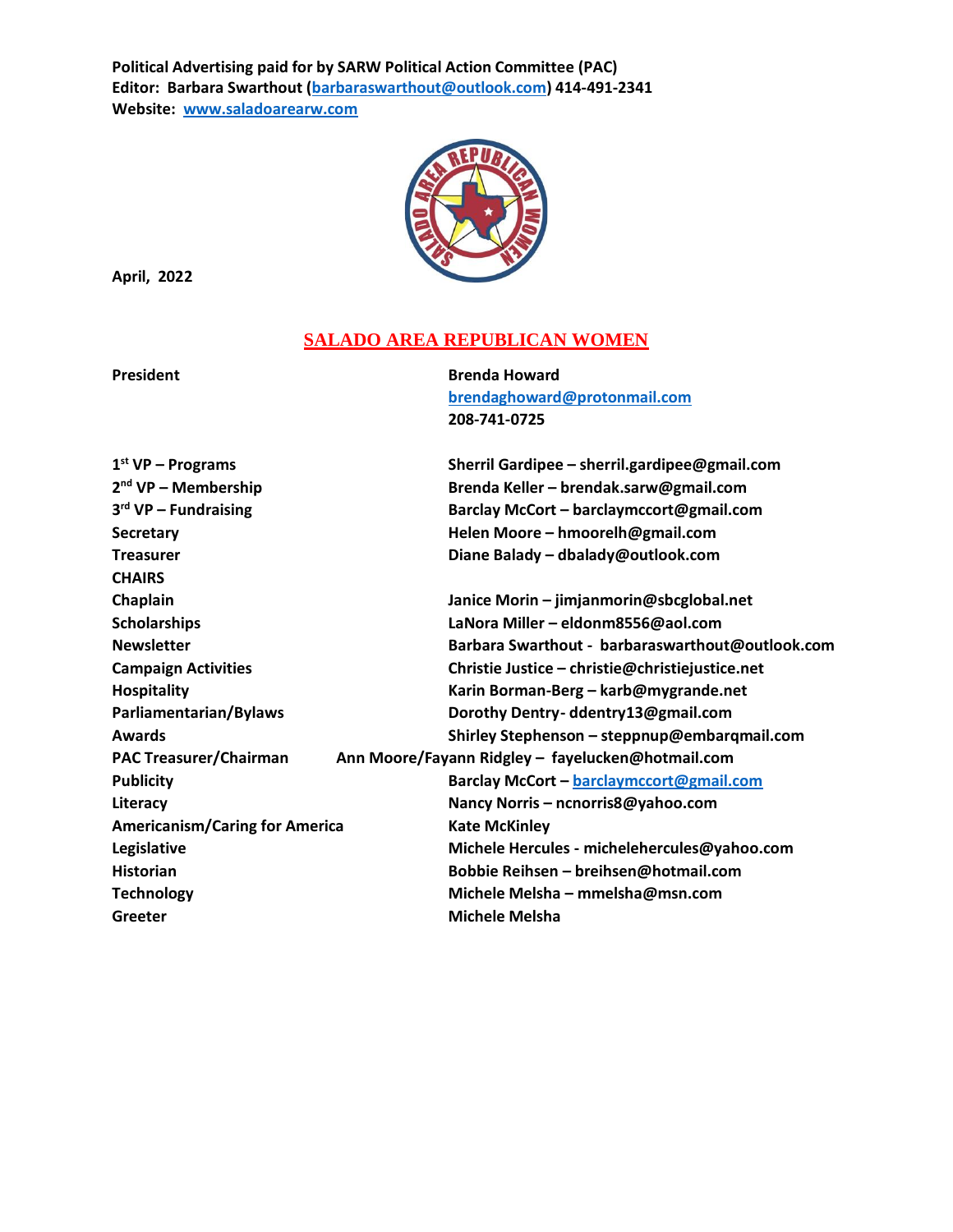**Political Advertising paid for by SARW Political Action Committee (PAC)**
**Editor: Barbara Swarthout (barbaraswarthout@outlook.com) 414-491-2341**
**Website: www.saladoarearw.com**

**April, 2022**

# SALADO AREA REPUBLICAN WOMEN

| | |
|---|---|
| **President** | **Brenda Howard** <br> **brendaghoward@protonmail.com** <br> **208-741-0725** |
| **1st VP – Programs** | **Sherril Gardipee – sherril.gardipee@gmail.com** |
| **2nd VP – Membership** | **Brenda Keller – brendak.sarw@gmail.com** |
| **3rd VP – Fundraising** | **Barclay McCort – barclaymccort@gmail.com** |
| **Secretary** | **Helen Moore – hmoorelh@gmail.com** |
| **Treasurer** | **Diane Balady – dbalady@outlook.com** |
| **CHAIRS** | |
| **Chaplain** | **Janice Morin – jimjanmorin@sbcglobal.net** |
| **Scholarships** | **LaNora Miller – eldonm8556@aol.com** |
| **Newsletter** | **Barbara Swarthout - barbaraswarthout@outlook.com** |
| **Campaign Activities** | **Christie Justice – christie@christiejustice.net** |
| **Hospitality** | **Karin Borman-Berg – karb@mygrande.net** |
| **Parliamentarian/Bylaws** | **Dorothy Dentry- ddentry13@gmail.com** |
| **Awards** | **Shirley Stephenson – steppnup@embarqmail.com** |
| **PAC Treasurer/Chairman** | **Ann Moore/Fayann Ridgley – fayelucken@hotmail.com** |
| **Publicity** | **Barclay McCort – barclaymccort@gmail.com** |
| **Literacy** | **Nancy Norris – ncnorris8@yahoo.com** |
| **Americanism/Caring for America** | **Kate McKinley** |
| **Legislative** | **Michele Hercules - michelehercules@yahoo.com** |
| **Historian** | **Bobbie Reihsen – breihsen@hotmail.com** |
| **Technology** | **Michele Melsha – mmelsha@msn.com** |
| **Greeter** | **Michele Melsha** |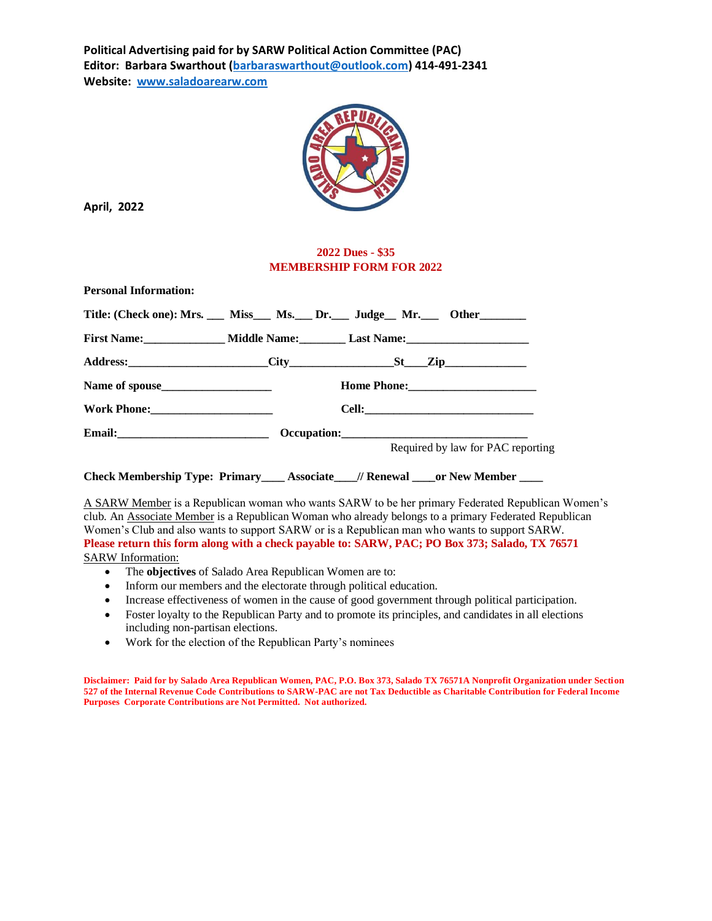**Political Advertising paid for by SARW Political Action Committee (PAC)**
**Editor: Barbara Swarthout (barbaraswarthout@outlook.com) 414-491-2341**
**Website: www.saladoarearw.com**

**April, 2022**

## 2022 Dues - $35
## MEMBERSHIP FORM FOR 2022

**Personal Information:**

**Title: (Check one): Mrs. ___ Miss___ Ms.___ Dr.___ Judge__ Mr.___ Other________**

**First Name:______________ Middle Name:________ Last Name:______________________**

**Address:________________________City__________________St____Zip______________**

**Name of spouse___________________ Home Phone:______________________**

**Work Phone:_____________________ Cell:______________________________**

**Email:__________________________ Occupation:________________________________**

Required by law for PAC reporting

**Check Membership Type: Primary____ Associate____// Renewal ____or New Member ____**

A SARW Member is a Republican woman who wants SARW to be her primary Federated Republican Women's club. An Associate Member is a Republican Woman who already belongs to a primary Federated Republican Women's Club and also wants to support SARW or is a Republican man who wants to support SARW.

**Please return this form along with a check payable to: SARW, PAC; PO Box 373; Salado, TX 76571**

SARW Information:

- The **objectives** of Salado Area Republican Women are to:
- Inform our members and the electorate through political education.
- Increase effectiveness of women in the cause of good government through political participation.
- Foster loyalty to the Republican Party and to promote its principles, and candidates in all elections including non-partisan elections.
- Work for the election of the Republican Party's nominees

**Disclaimer: Paid for by Salado Area Republican Women, PAC, P.O. Box 373, Salado TX 76571A Nonprofit Organization under Section 527 of the Internal Revenue Code Contributions to SARW-PAC are not Tax Deductible as Charitable Contribution for Federal Income Purposes Corporate Contributions are Not Permitted. Not authorized.**